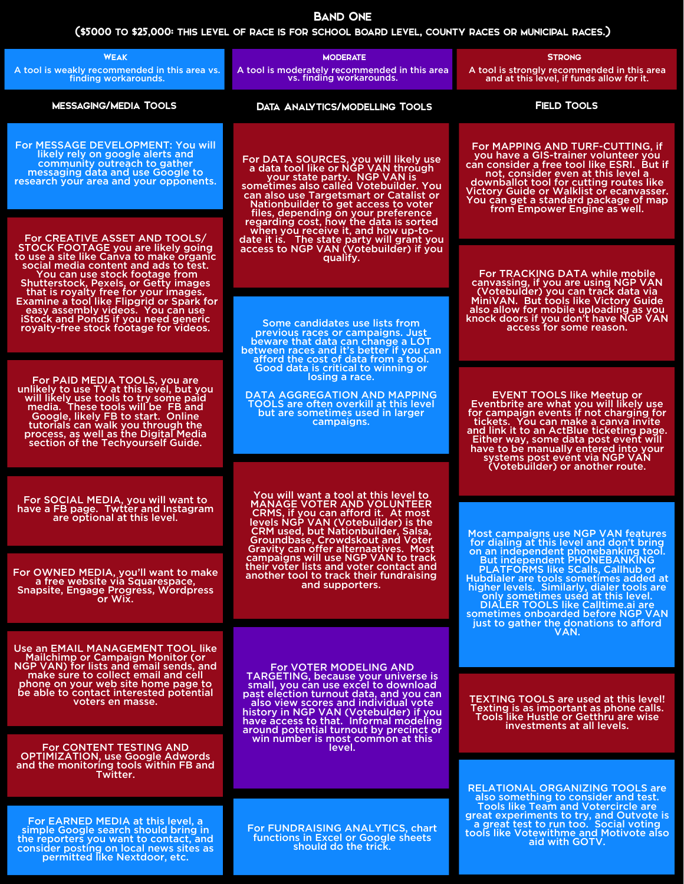# Band One

## ($5000 to $25,000: This level of race is for school board level, county races or municipal races.)

| Weak | Moderate | Strong |
|---|---|---|
| A tool is weakly recommended in this area vs. finding workarounds. | A tool is moderately recommended in this area vs. finding workarounds. | A tool is strongly recommended in this area and at this level, if funds allow for it. |

### Messaging/Media Tools

For MESSAGE DEVELOPMENT: You will likely rely on google alerts and community outreach to gather messaging data and use Google to research your area and your opponents.

For CREATIVE ASSET AND TOOLS/ STOCK FOOTAGE you are likely going to use a site like Canva to make organic social media content and ads to test. You can use stock footage from Shutterstock, Pexels, or Getty images that is royalty free for your images. Examine a tool like Flipgrid or Spark for easy assembly videos. You can use iStock and Pond5 if you need generic royalty-free stock footage for videos.

For PAID MEDIA TOOLS, you are unlikely to use TV at this level, but you will likely use tools to try some paid media. These tools will be FB and Google, likely FB to start. Online tutorials can walk you through the process, as well as the Digital Media section of the Techyourself Guide.

For SOCIAL MEDIA, you will want to have a FB page. Twtter and Instagram are optional at this level.

For OWNED MEDIA, you'll want to make a free website via Squarespace, Snapsite, Engage Progress, Wordpress or Wix.

Use an EMAIL MANAGEMENT TOOL like Mailchimp or Campaign Monitor (or NGP VAN) for lists and email sends, and make sure to collect email and cell phone on your web site home page to be able to contact interested potential voters en masse.

For CONTENT TESTING AND OPTIMIZATION, use Google Adwords and the monitoring tools within FB and Twitter.

For EARNED MEDIA at this level, a simple Google search should bring in the reporters you want to contact, and consider posting on local news sites as permitted like Nextdoor, etc.

### Data Analytics/Modelling Tools

For DATA SOURCES, you will likely use a data tool like or NGP VAN through your state party. NGP VAN is sometimes also called Votebuilder. You can also use Targetsmart or Catalist or Nationbuilder to get access to voter files, depending on your preference regarding cost, how the data is sorted when you receive it, and how up-to-date it is. The state party will grant you access to NGP VAN (Votebuilder) if you qualify.

Some candidates use lists from previous races or campaigns. Just beware that data can change a LOT between races and it's better if you can afford the cost of data from a tool. Good data is critical to winning or losing a race.

DATA AGGREGATION AND MAPPING TOOLS are often overkill at this level but are sometimes used in larger campaigns.

You will want a tool at this level to MANAGE VOTER AND VOLUNTEER CRMS, if you can afford it. At most levels NGP VAN (Votebuilder) is the CRM used, but Nationbuilder, Salsa, Groundbase, Crowdskout and Voter Gravity can offer alternaatives. Most campaigns will use NGP VAN to track their voter lists and voter contact and another tool to track their fundraising and supporters.

For VOTER MODELING AND TARGETING, because your universe is small, you can use excel to download past election turnout data, and you can also view scores and individual vote history in NGP VAN (Votebuilder) if you have access to that. Informal modeling around potential turnout by precinct or win number is most common at this level.

For FUNDRAISING ANALYTICS, chart functions in Excel or Google sheets should do the trick.

### Field Tools

For MAPPING AND TURF-CUTTING, if you have a GIS-trainer volunteer you can consider a free tool like ESRI. But if not, consider even at this level a downballot tool for cutting routes like Victory Guide or Walklist or ecanvasser. You can get a standard package of map from Empower Engine as well.

For TRACKING DATA while mobile canvassing, if you are using NGP VAN (Votebuilder) you can track data via MiniVAN. But tools like Victory Guide also allow for mobile uploading as you knock doors if you don't have NGP VAN access for some reason.

EVENT TOOLS like Meetup or Eventbrite are what you will likely use for campaign events if not charging for tickets. You can make a canva invite and link it to an ActBlue ticketing page. Either way, some data post event will have to be manually entered into your systems post event via NGP VAN (Votebuilder) or another route.

Most campaigns use NGP VAN features for dialing at this level and don't bring on an independent phonebanking tool. But independent PHONEBANKING PLATFORMS like 5Calls, Callhub or Hubdialer are tools sometimes added at higher levels. Similarly, dialer tools are only sometimes used at this level. DIALER TOOLS like Calltime.ai are sometimes onboarded before NGP VAN just to gather the donations to afford VAN.

TEXTING TOOLS are used at this level! Texting is as important as phone calls. Tools like Hustle or Getthru are wise investments at all levels.

RELATIONAL ORGANIZING TOOLS are also something to consider and test. Tools like Team and Votercircle are great experiments to try, and Outvote is a great test to run too. Social voting tools like Votewithme and Motivote also aid with GOTV.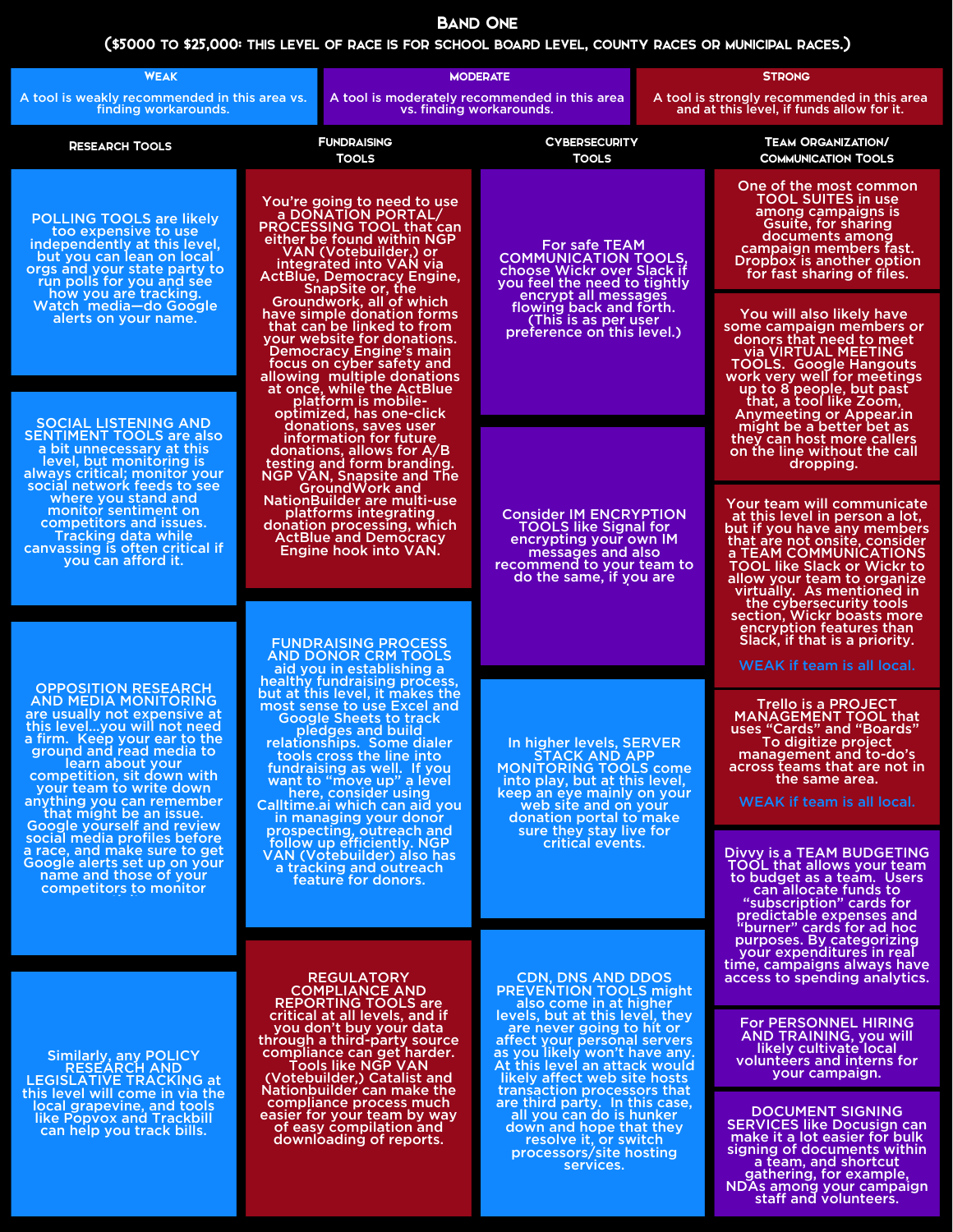# Band One

## ($5000 to $25,000: this level of race is for school board level, county races or municipal races.)

**Weak** — A tool is weakly recommended in this area vs. finding workarounds.

**Moderate** — A tool is moderately recommended in this area vs. finding workarounds.

**Strong** — A tool is strongly recommended in this area and at this level, if funds allow for it.

### Research Tools

POLLING TOOLS are likely too expensive to use independently at this level, but you can lean on local orgs and your state party to run polls for you and see how you are tracking. Watch media—do Google alerts on your name.

SOCIAL LISTENING AND SENTIMENT TOOLS are also a bit unnecessary at this level, but monitoring is always critical; monitor your social network feeds to see where you stand and monitor sentiment on competitors and issues. Tracking data while canvassing is often critical if you can afford it.

OPPOSITION RESEARCH AND MEDIA MONITORING are usually not expensive at this level...you will not need a firm. Keep your ear to the ground and read media to learn about your competition, sit down with your team to write down anything you can remember that might be an issue. Google yourself and review social media profiles before a race, and make sure to get Google alerts set up on your name and those of your competitors to monitor

Similarly, any POLICY RESEARCH AND LEGISLATIVE TRACKING at this level will come in via the local grapevine, and tools like Popvox and Trackbill can help you track bills.

### Fundraising Tools

You're going to need to use a DONATION PORTAL/ PROCESSING TOOL that can either be found within NGP VAN (Votebuilder,) or integrated into VAN via ActBlue, Democracy Engine, SnapSite or, the Groundwork, all of which have simple donation forms that can be linked to from your website for donations. Democracy Engine's main focus on cyber safety and allowing multiple donations at once, while the ActBlue platform is mobile-optimized, has one-click donations, saves user information for future donations, allows for A/B testing and form branding. NGP VAN, Snapsite and The GroundWork and NationBuilder are multi-use platforms integrating donation processing, which ActBlue and Democracy Engine hook into VAN.

FUNDRAISING PROCESS AND DONOR CRM TOOLS aid you in establishing a healthy fundraising process, but at this level, it makes the most sense to use Excel and Google Sheets to track pledges and build relationships. Some dialer tools cross the line into fundraising as well. If you want to "move up" a level here, consider using Calltime.ai which can aid you in managing your donor prospecting, outreach and follow up efficiently. NGP VAN (Votebuilder) also has a tracking and outreach feature for donors.

REGULATORY COMPLIANCE AND REPORTING TOOLS are critical at all levels, and if you don't buy your data through a third-party source compliance can get harder. Tools like NGP VAN (Votebuilder,) Catalist and Nationbuilder can make the compliance process much easier for your team by way of easy compilation and downloading of reports.

### Cybersecurity Tools

For safe TEAM COMMUNICATION TOOLS, choose Wickr over Slack if you feel the need to tightly encrypt all messages flowing back and forth. (This is as per user preference on this level.)

Consider IM ENCRYPTION TOOLS like Signal for encrypting your own IM messages and also recommend to your team to do the same, if you are

In higher levels, SERVER STACK AND APP MONITORING TOOLS come into play, but at this level, keep an eye mainly on your web site and on your donation portal to make sure they stay live for critical events.

CDN, DNS AND DDOS PREVENTION TOOLS might also come in at higher levels, but at this level, they are never going to hit or affect your personal servers as you likely won't have any. At this level an attack would likely affect web site hosts transaction processors that are third party. In this case, all you can do is hunker down and hope that they resolve it, or switch processors/site hosting services.

### Team Organization/ Communication Tools

One of the most common TOOL SUITES in use among campaigns is Gsuite, for sharing documents among campaign members fast. Dropbox is another option for fast sharing of files.

You will also likely have some campaign members or donors that need to meet via VIRTUAL MEETING TOOLS. Google Hangouts work very well for meetings up to 8 people, but past that, a tool like Zoom, Anymeeting or Appear.in might be a better bet as they can host more callers on the line without the call dropping.

Your team will communicate at this level in person a lot, but if you have any members that are not onsite, consider a TEAM COMMUNICATIONS TOOL like Slack or Wickr to allow your team to organize virtually. As mentioned in the cybersecurity tools section, Wickr boasts more encryption features than Slack, if that is a priority.

WEAK if team is all local.

Trello is a PROJECT MANAGEMENT TOOL that uses "Cards" and "Boards" To digitize project management and to-do's across teams that are not in the same area.

WEAK if team is all local.

Divvy is a TEAM BUDGETING TOOL that allows your team to budget as a team. Users can allocate funds to "subscription" cards for predictable expenses and "burner" cards for ad hoc purposes. By categorizing your expenditures in real time, campaigns always have access to spending analytics.

For PERSONNEL HIRING AND TRAINING, you will likely cultivate local volunteers and interns for your campaign.

DOCUMENT SIGNING SERVICES like Docusign can make it a lot easier for bulk signing of documents within a team, and shortcut gathering, for example, NDAs among your campaign staff and volunteers.